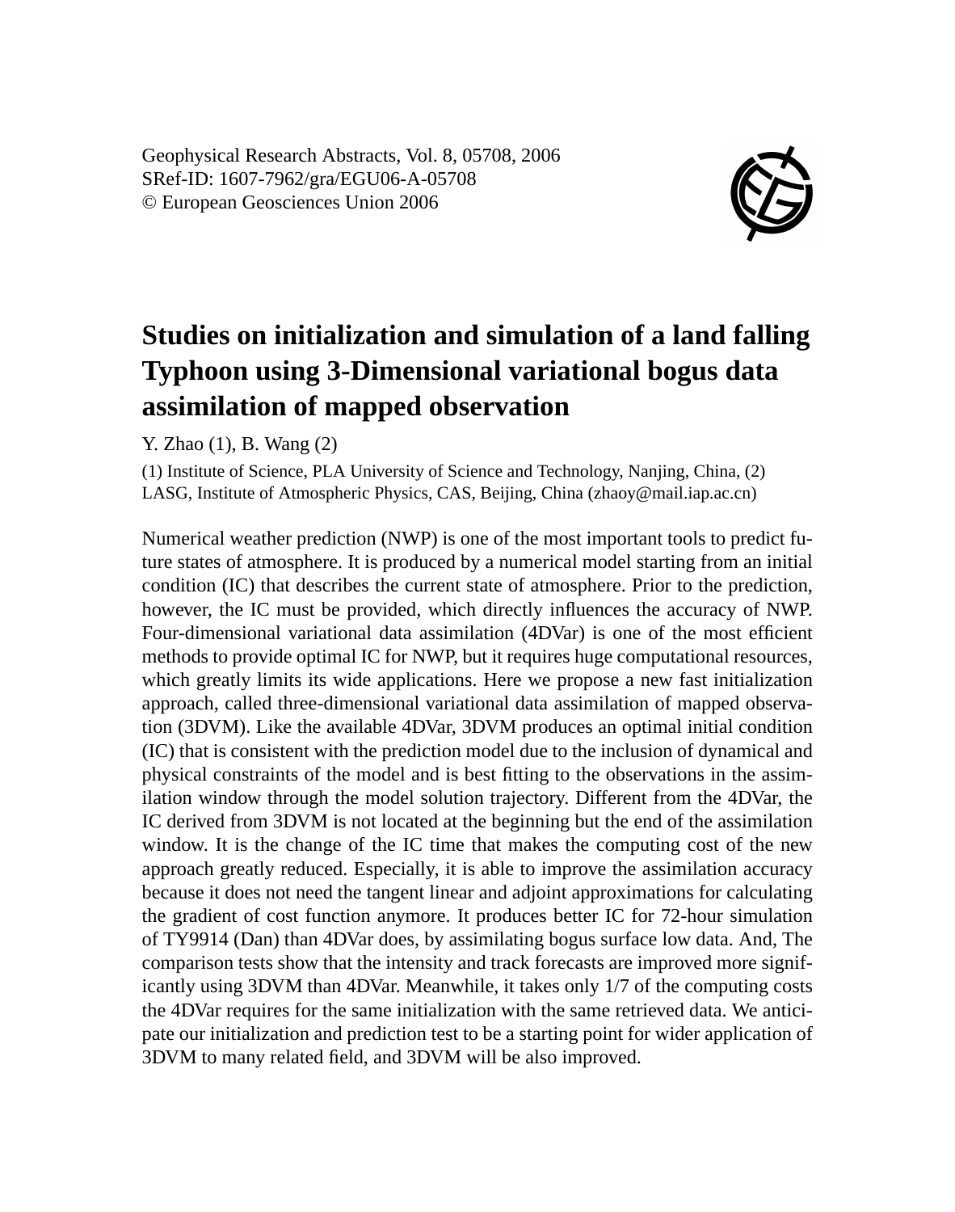Geophysical Research Abstracts, Vol. 8, 05708, 2006
SRef-ID: 1607-7962/gra/EGU06-A-05708
© European Geosciences Union 2006

# Studies on initialization and simulation of a land falling Typhoon using 3-Dimensional variational bogus data assimilation of mapped observation

Y. Zhao (1), B. Wang (2)

(1) Institute of Science, PLA University of Science and Technology, Nanjing, China, (2) LASG, Institute of Atmospheric Physics, CAS, Beijing, China (zhaoy@mail.iap.ac.cn)

Numerical weather prediction (NWP) is one of the most important tools to predict future states of atmosphere. It is produced by a numerical model starting from an initial condition (IC) that describes the current state of atmosphere. Prior to the prediction, however, the IC must be provided, which directly influences the accuracy of NWP. Four-dimensional variational data assimilation (4DVar) is one of the most efficient methods to provide optimal IC for NWP, but it requires huge computational resources, which greatly limits its wide applications. Here we propose a new fast initialization approach, called three-dimensional variational data assimilation of mapped observation (3DVM). Like the available 4DVar, 3DVM produces an optimal initial condition (IC) that is consistent with the prediction model due to the inclusion of dynamical and physical constraints of the model and is best fitting to the observations in the assimilation window through the model solution trajectory. Different from the 4DVar, the IC derived from 3DVM is not located at the beginning but the end of the assimilation window. It is the change of the IC time that makes the computing cost of the new approach greatly reduced. Especially, it is able to improve the assimilation accuracy because it does not need the tangent linear and adjoint approximations for calculating the gradient of cost function anymore. It produces better IC for 72-hour simulation of TY9914 (Dan) than 4DVar does, by assimilating bogus surface low data. And, The comparison tests show that the intensity and track forecasts are improved more significantly using 3DVM than 4DVar. Meanwhile, it takes only 1/7 of the computing costs the 4DVar requires for the same initialization with the same retrieved data. We anticipate our initialization and prediction test to be a starting point for wider application of 3DVM to many related field, and 3DVM will be also improved.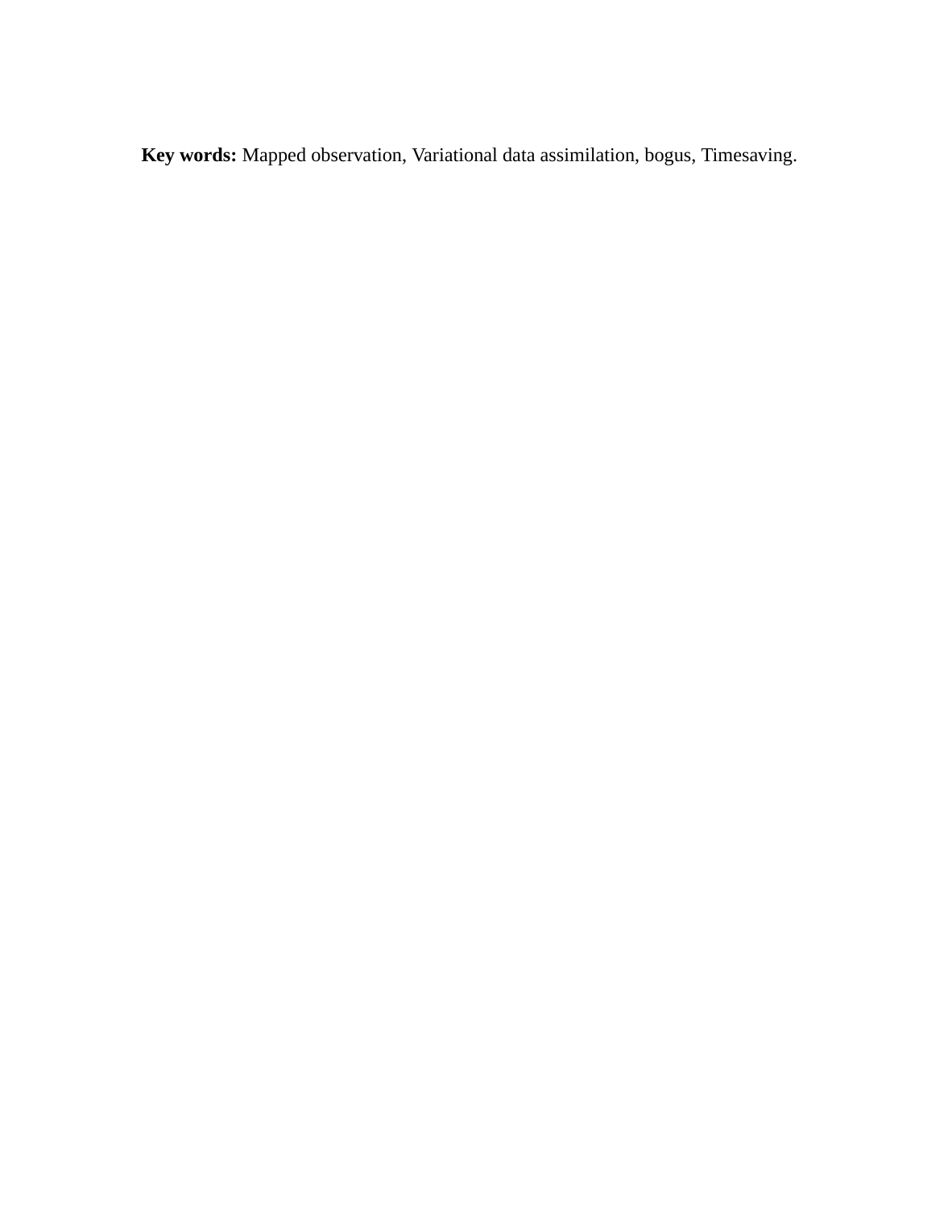**Key words:** Mapped observation, Variational data assimilation, bogus, Timesaving.